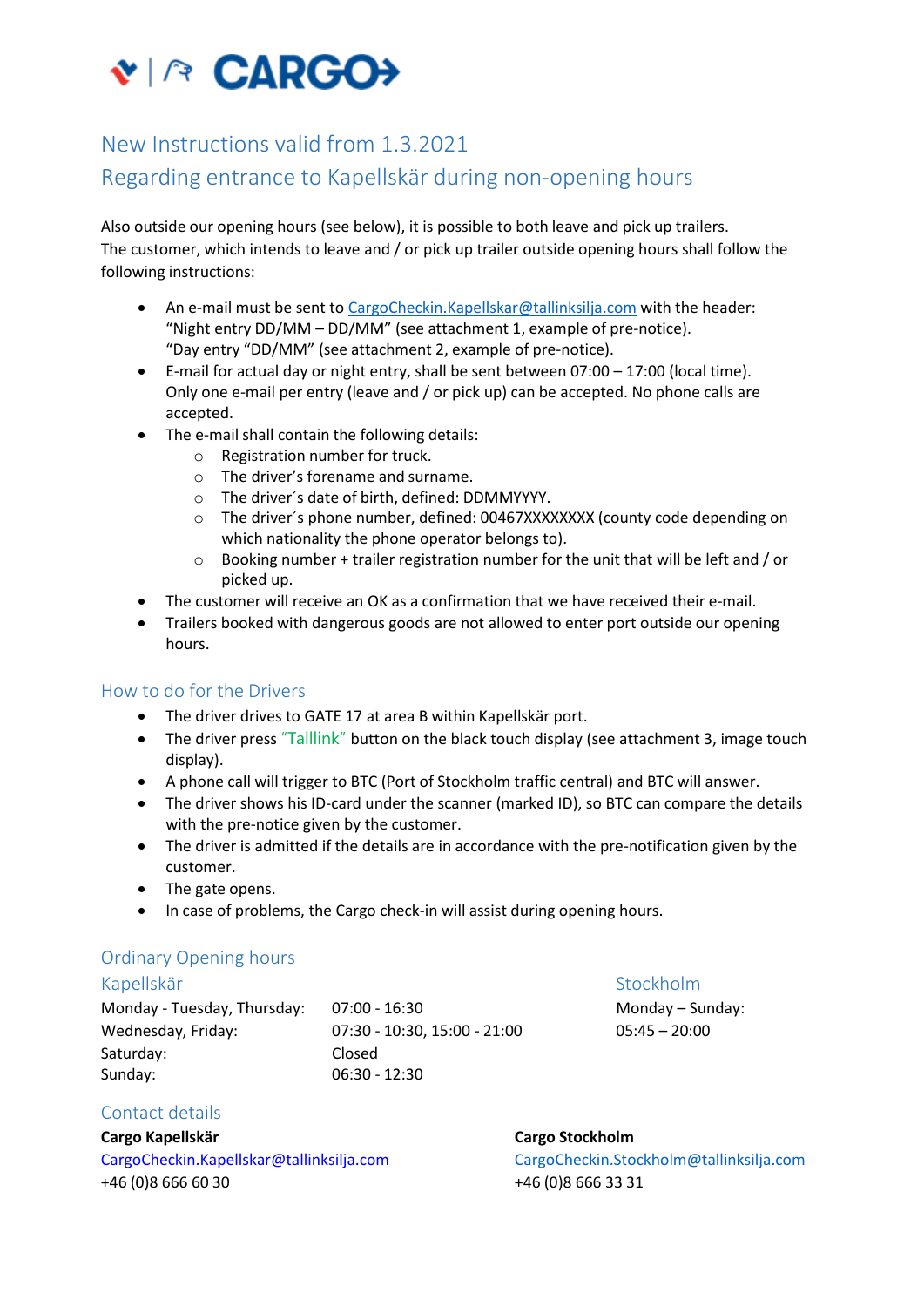# New Instructions valid from 1.3.2021

## Regarding entrance to Kapellskär during non-opening hours

Also outside our opening hours (see below), it is possible to both leave and pick up trailers.
The customer, which intends to leave and / or pick up trailer outside opening hours shall follow the following instructions:

- An e-mail must be sent to CargoCheckin.Kapellskar@tallinksilja.com with the header:
  "Night entry DD/MM – DD/MM" (see attachment 1, example of pre-notice).
  "Day entry "DD/MM" (see attachment 2, example of pre-notice).
- E-mail for actual day or night entry, shall be sent between 07:00 – 17:00 (local time). Only one e-mail per entry (leave and / or pick up) can be accepted. No phone calls are accepted.
- The e-mail shall contain the following details:
  - Registration number for truck.
  - The driver's forename and surname.
  - The driver´s date of birth, defined: DDMMYYYY.
  - The driver´s phone number, defined: 00467XXXXXXXX (county code depending on which nationality the phone operator belongs to).
  - Booking number + trailer registration number for the unit that will be left and / or picked up.
- The customer will receive an OK as a confirmation that we have received their e-mail.
- Trailers booked with dangerous goods are not allowed to enter port outside our opening hours.

## How to do for the Drivers

- The driver drives to GATE 17 at area B within Kapellskär port.
- The driver press "Talllink" button on the black touch display (see attachment 3, image touch display).
- A phone call will trigger to BTC (Port of Stockholm traffic central) and BTC will answer.
- The driver shows his ID-card under the scanner (marked ID), so BTC can compare the details with the pre-notice given by the customer.
- The driver is admitted if the details are in accordance with the pre-notification given by the customer.
- The gate opens.
- In case of problems, the Cargo check-in will assist during opening hours.

## Ordinary Opening hours

### Kapellskär

| | |
|---|---|
| Monday - Tuesday, Thursday: | 07:00 - 16:30 |
| Wednesday, Friday: | 07:30 - 10:30, 15:00 - 21:00 |
| Saturday: | Closed |
| Sunday: | 06:30 - 12:30 |

### Stockholm

Monday – Sunday:
05:45 – 20:00

## Contact details

**Cargo Kapellskär**
CargoCheckin.Kapellskar@tallinksilja.com
+46 (0)8 666 60 30

**Cargo Stockholm**
CargoCheckin.Stockholm@tallinksilja.com
+46 (0)8 666 33 31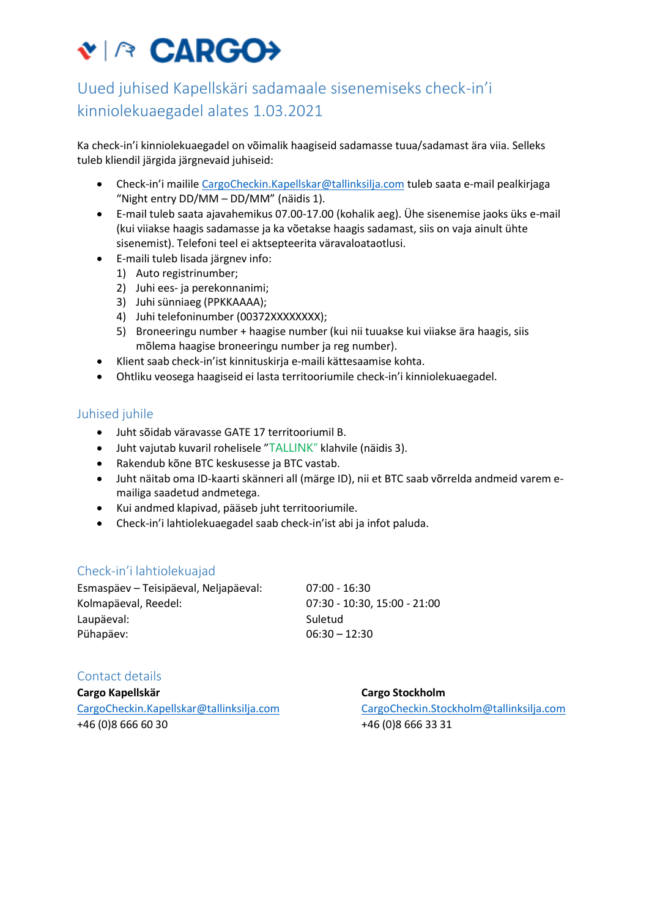# CARGO

## Uued juhised Kapellskäri sadamaale sisenemiseks check-in'i kinniolekuaegadel alates 1.03.2021

Ka check-in'i kinniolekuaegadel on võimalik haagiseid sadamasse tuua/sadamast ära viia. Selleks tuleb kliendil järgida järgnevaid juhiseid:

- Check-in'i mailile CargoCheckin.Kapellskar@tallinksilja.com tuleb saata e-mail pealkirjaga "Night entry DD/MM – DD/MM" (näidis 1).
- E-mail tuleb saata ajavahemikus 07.00-17.00 (kohalik aeg). Ühe sisenemise jaoks üks e-mail (kui viiakse haagis sadamasse ja ka võetakse haagis sadamast, siis on vaja ainult ühte sisenemist). Telefoni teel ei aktsepteerita väravaloataotlusi.
- E-maili tuleb lisada järgnev info:
  1) Auto registrinumber;
  2) Juhi ees- ja perekonnanimi;
  3) Juhi sünniaeg (PPKKAAAA);
  4) Juhi telefoninumber (00372XXXXXXXX);
  5) Broneeringu number + haagise number (kui nii tuuakse kui viiakse ära haagis, siis mõlema haagise broneeringu number ja reg number).
- Klient saab check-in'ist kinnituskirja e-maili kättesaamise kohta.
- Ohtliku veosega haagiseid ei lasta territooriumile check-in'i kinniolekuaegadel.

## Juhised juhile

- Juht sõidab väravasse GATE 17 territooriumil B.
- Juht vajutab kuvaril rohelisele "TALLINK" klahvile (näidis 3).
- Rakendub kõne BTC keskusesse ja BTC vastab.
- Juht näitab oma ID-kaarti skänneri all (märge ID), nii et BTC saab võrrelda andmeid varem e-mailiga saadetud andmetega.
- Kui andmed klapivad, pääseb juht territooriumile.
- Check-in'i lahtiolekuaegadel saab check-in'ist abi ja infot paluda.

## Check-in'i lahtiolekuajad

| | |
|---|---|
| Esmaspäev – Teisipäeval, Neljapäeval: | 07:00 - 16:30 |
| Kolmapäeval, Reedel: | 07:30 - 10:30, 15:00 - 21:00 |
| Laupäeval: | Suletud |
| Pühapäev: | 06:30 – 12:30 |

## Contact details

**Cargo Kapellskär**
CargoCheckin.Kapellskar@tallinksilja.com
+46 (0)8 666 60 30

**Cargo Stockholm**
CargoCheckin.Stockholm@tallinksilja.com
+46 (0)8 666 33 31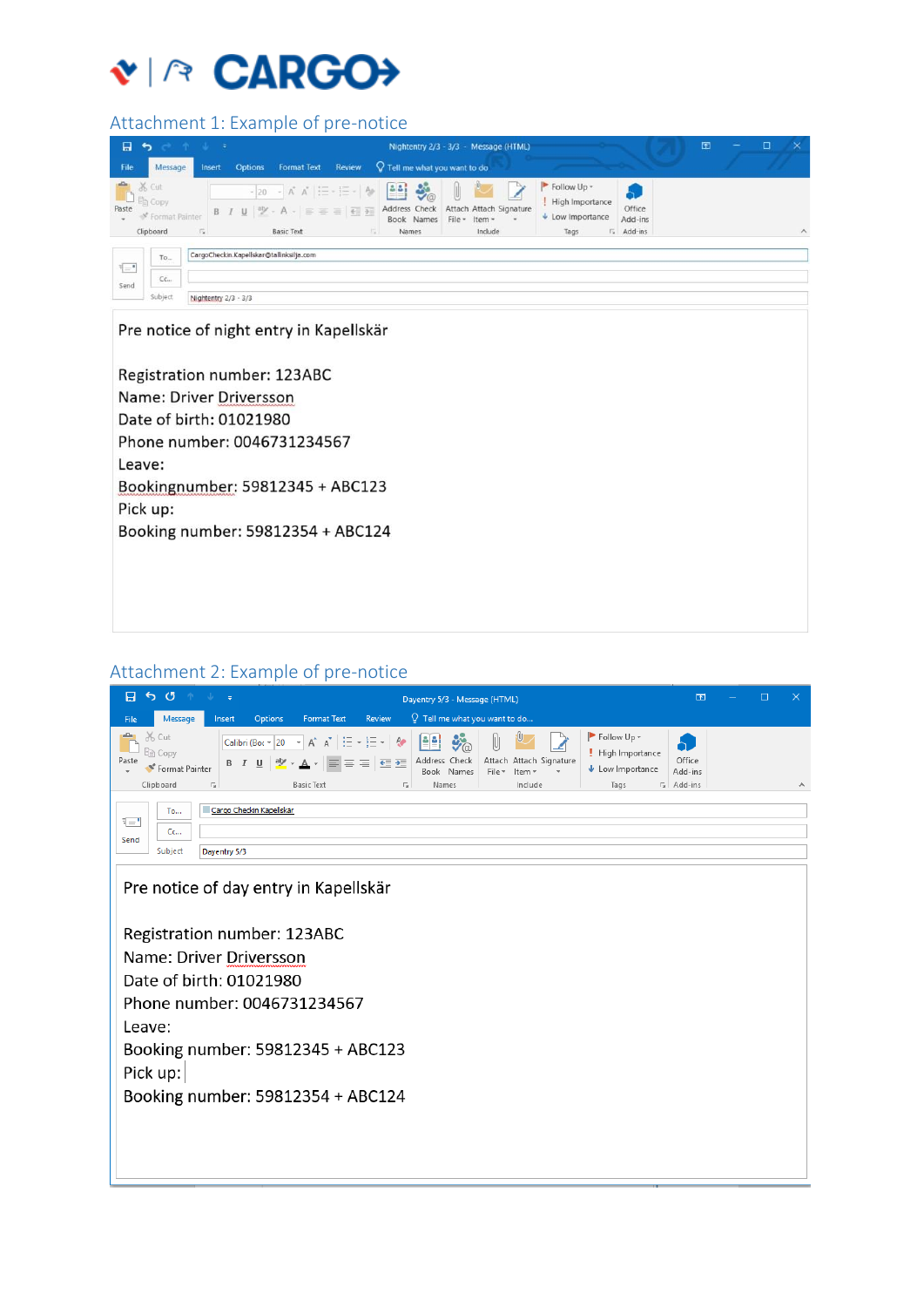## Attachment 1: Example of pre-notice

To... CargoCheckin.Kapellskar@tallinksilja.com

Cc...

Subject: Nightentry 2/3 - 3/3

Pre notice of night entry in Kapellskär

Registration number: 123ABC
Name: Driver Driversson
Date of birth: 01021980
Phone number: 0046731234567
Leave:
Bookingnumber: 59812345 + ABC123
Pick up:
Booking number: 59812354 + ABC124

## Attachment 2: Example of pre-notice

To... Cargo Checkin Kapellskar

Cc...

Subject: Dayentry 5/3

Pre notice of day entry in Kapellskär

Registration number: 123ABC
Name: Driver Driversson
Date of birth: 01021980
Phone number: 0046731234567
Leave:
Booking number: 59812345 + ABC123
Pick up:
Booking number: 59812354 + ABC124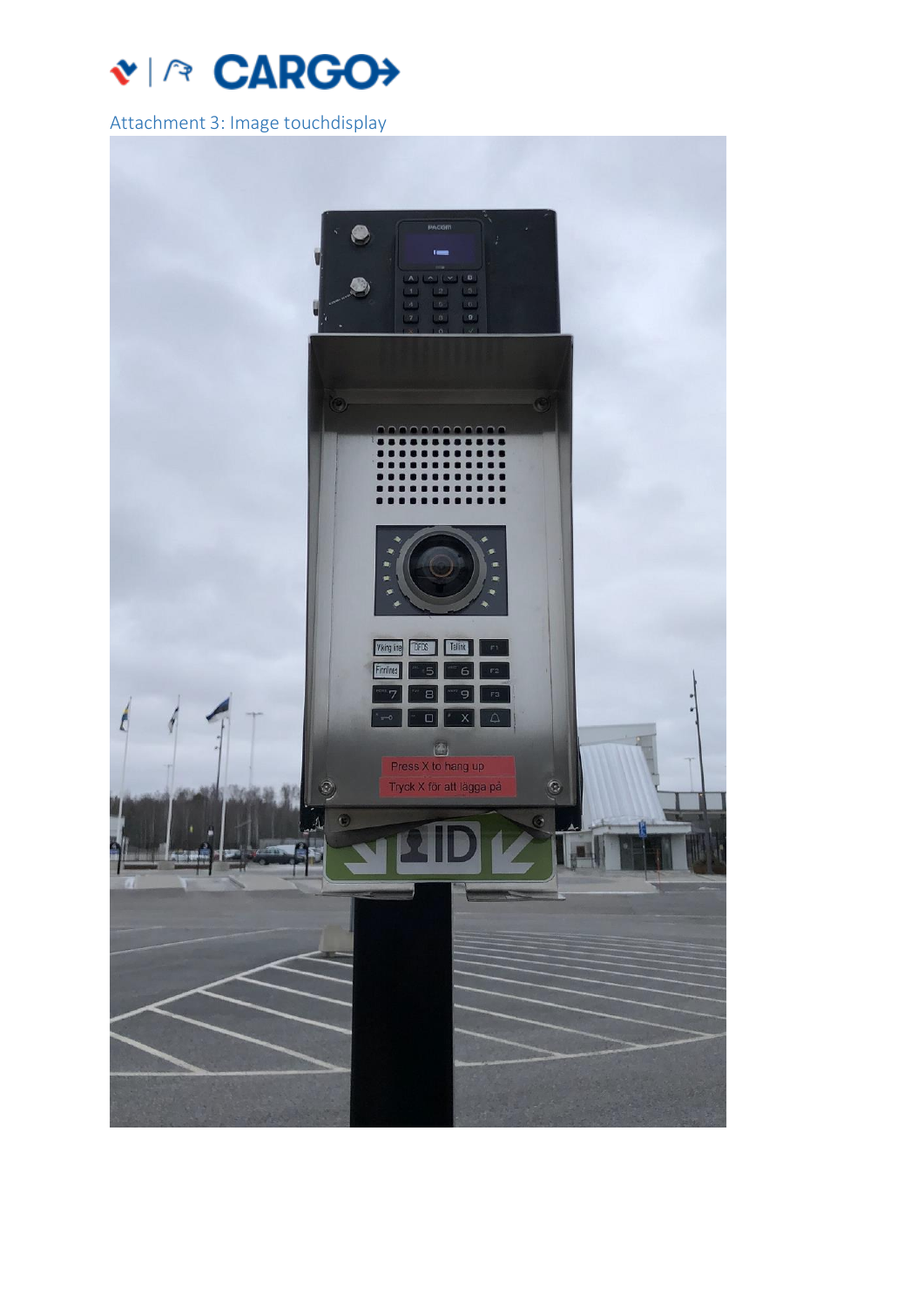Attachment 3: Image touchdisplay